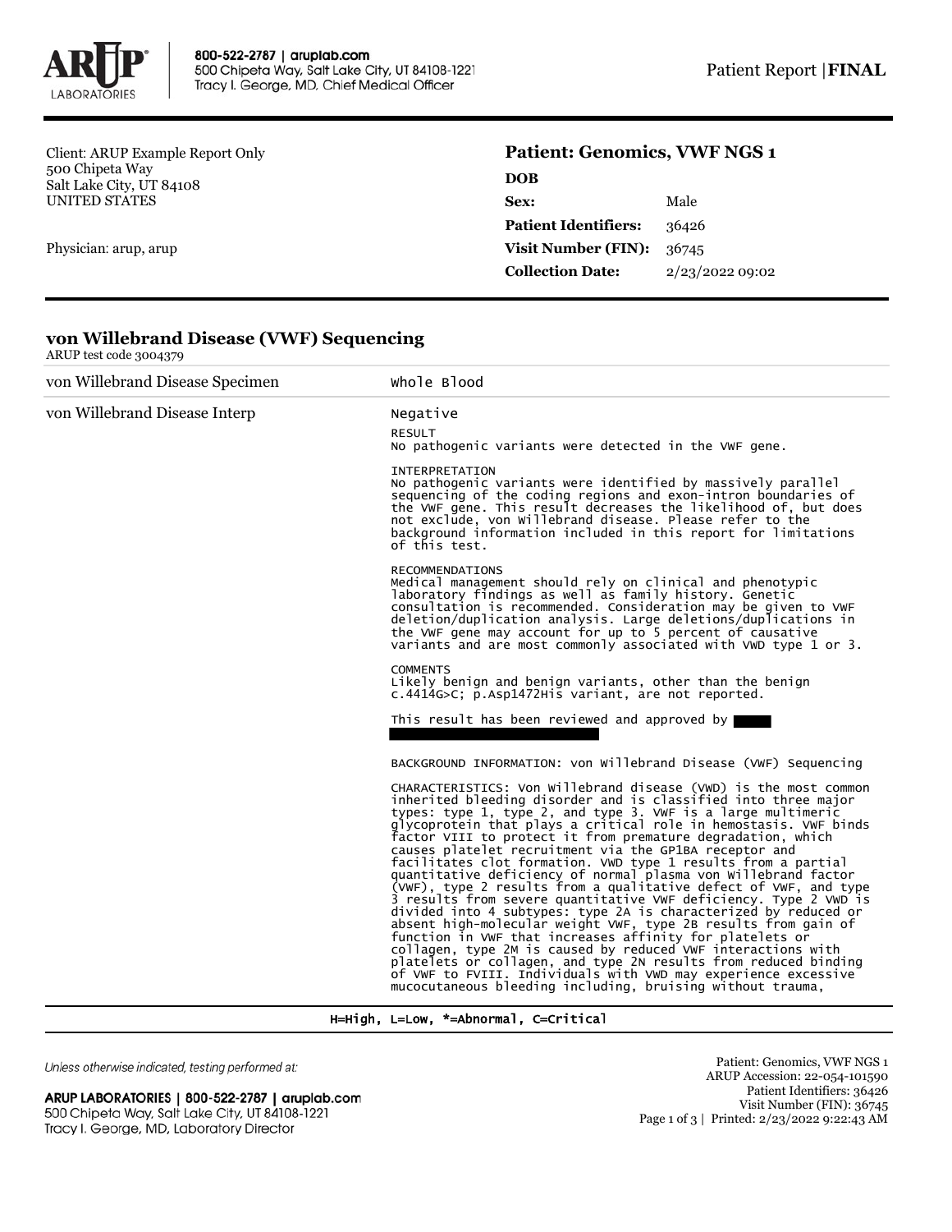Client: ARUP Example Report Only
500 Chipeta Way
Salt Lake City, UT 84108
UNITED STATES

Physician: arup, arup

## Patient: Genomics, VWF NGS 1

| | |
|---|---|
| **DOB** | |
| **Sex:** | Male |
| **Patient Identifiers:** | 36426 |
| **Visit Number (FIN):** | 36745 |
| **Collection Date:** | 2/23/2022 09:02 |

## von Willebrand Disease (VWF) Sequencing

ARUP test code 3004379

| | |
|---|---|
| von Willebrand Disease Specimen | Whole Blood |
| von Willebrand Disease Interp | Negative |

RESULT
No pathogenic variants were detected in the VWF gene.

INTERPRETATION
No pathogenic variants were identified by massively parallel sequencing of the coding regions and exon-intron boundaries of the VWF gene. This result decreases the likelihood of, but does not exclude, von Willebrand disease. Please refer to the background information included in this report for limitations of this test.

RECOMMENDATIONS
Medical management should rely on clinical and phenotypic laboratory findings as well as family history. Genetic consultation is recommended. Consideration may be given to VWF deletion/duplication analysis. Large deletions/duplications in the VWF gene may account for up to 5 percent of causative variants and are most commonly associated with VWD type 1 or 3.

COMMENTS
Likely benign and benign variants, other than the benign c.4414G>C; p.Asp1472His variant, are not reported.

This result has been reviewed and approved by

BACKGROUND INFORMATION: von Willebrand Disease (VWF) Sequencing

CHARACTERISTICS: Von Willebrand disease (VWD) is the most common inherited bleeding disorder and is classified into three major types: type 1, type 2, and type 3. VWF is a large multimeric glycoprotein that plays a critical role in hemostasis. VWF binds factor VIII to protect it from premature degradation, which causes platelet recruitment via the GP1BA receptor and facilitates clot formation. VWD type 1 results from a partial quantitative deficiency of normal plasma von Willebrand factor (VWF), type 2 results from a qualitative defect of VWF, and type 3 results from severe quantitative VWF deficiency. Type 2 VWD is divided into 4 subtypes: type 2A is characterized by reduced or absent high-molecular weight VWF, type 2B results from gain of function in VWF that increases affinity for platelets or collagen, type 2M is caused by reduced VWF interactions with platelets or collagen, and type 2N results from reduced binding of VWF to FVIII. Individuals with VWD may experience excessive mucocutaneous bleeding including, bruising without trauma,

H=High, L=Low, *=Abnormal, C=Critical

*Unless otherwise indicated, testing performed at:*

**ARUP LABORATORIES | 800-522-2787 | aruplab.com**
500 Chipeta Way, Salt Lake City, UT 84108-1221
Tracy I. George, MD, Laboratory Director

Patient: Genomics, VWF NGS 1
ARUP Accession: 22-054-101590
Patient Identifiers: 36426
Visit Number (FIN): 36745
Printed: 2/23/2022 9:22:43 AM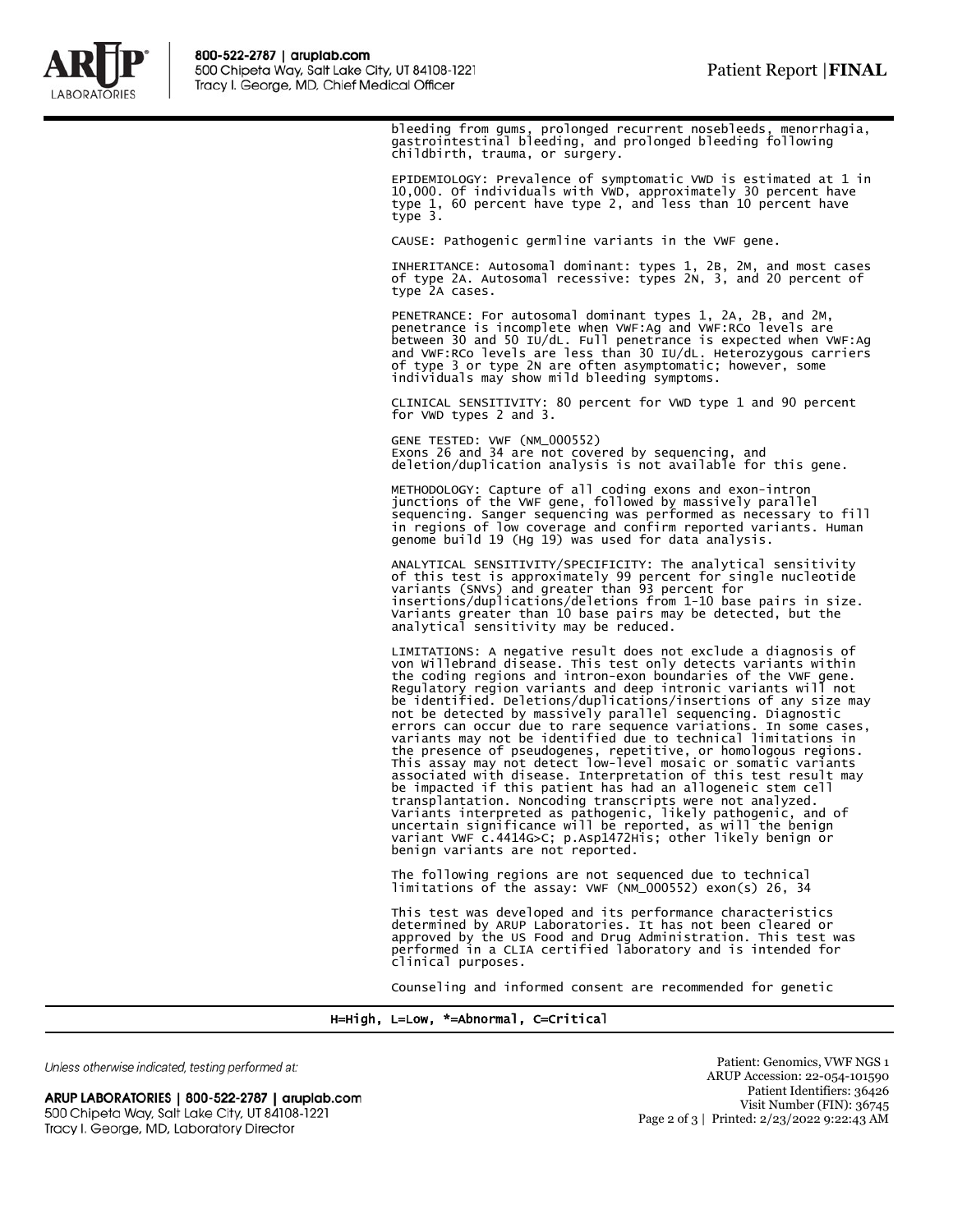bleeding from gums, prolonged recurrent nosebleeds, menorrhagia, gastrointestinal bleeding, and prolonged bleeding following childbirth, trauma, or surgery.

EPIDEMIOLOGY: Prevalence of symptomatic VWD is estimated at 1 in 10,000. Of individuals with VWD, approximately 30 percent have type 1, 60 percent have type 2, and less than 10 percent have type 3.

CAUSE: Pathogenic germline variants in the VWF gene.

INHERITANCE: Autosomal dominant: types 1, 2B, 2M, and most cases of type 2A. Autosomal recessive: types 2N, 3, and 20 percent of type 2A cases.

PENETRANCE: For autosomal dominant types 1, 2A, 2B, and 2M, penetrance is incomplete when VWF:Ag and VWF:RCo levels are between 30 and 50 IU/dL. Full penetrance is expected when VWF:Ag and VWF:RCo levels are less than 30 IU/dL. Heterozygous carriers of type 3 or type 2N are often asymptomatic; however, some individuals may show mild bleeding symptoms.

CLINICAL SENSITIVITY: 80 percent for VWD type 1 and 90 percent for VWD types 2 and 3.

GENE TESTED: VWF (NM_000552)
Exons 26 and 34 are not covered by sequencing, and deletion/duplication analysis is not available for this gene.

METHODOLOGY: Capture of all coding exons and exon-intron junctions of the VWF gene, followed by massively parallel sequencing. Sanger sequencing was performed as necessary to fill in regions of low coverage and confirm reported variants. Human genome build 19 (Hg 19) was used for data analysis.

ANALYTICAL SENSITIVITY/SPECIFICITY: The analytical sensitivity of this test is approximately 99 percent for single nucleotide variants (SNVs) and greater than 93 percent for insertions/duplications/deletions from 1-10 base pairs in size. Variants greater than 10 base pairs may be detected, but the analytical sensitivity may be reduced.

LIMITATIONS: A negative result does not exclude a diagnosis of von Willebrand disease. This test only detects variants within the coding regions and intron-exon boundaries of the VWF gene. Regulatory region variants and deep intronic variants will not be identified. Deletions/duplications/insertions of any size may not be detected by massively parallel sequencing. Diagnostic errors can occur due to rare sequence variations. In some cases, variants may not be identified due to technical limitations in the presence of pseudogenes, repetitive, or homologous regions. This assay may not detect low-level mosaic or somatic variants associated with disease. Interpretation of this test result may be impacted if this patient has had an allogeneic stem cell transplantation. Noncoding transcripts were not analyzed. Variants interpreted as pathogenic, likely pathogenic, and of uncertain significance will be reported, as will the benign variant VWF c.4414G>C; p.Asp1472His; other likely benign or benign variants are not reported.

The following regions are not sequenced due to technical limitations of the assay: VWF (NM_000552) exon(s) 26, 34

This test was developed and its performance characteristics determined by ARUP Laboratories. It has not been cleared or approved by the US Food and Drug Administration. This test was performed in a CLIA certified laboratory and is intended for clinical purposes.

Counseling and informed consent are recommended for genetic

H=High, L=Low, *=Abnormal, C=Critical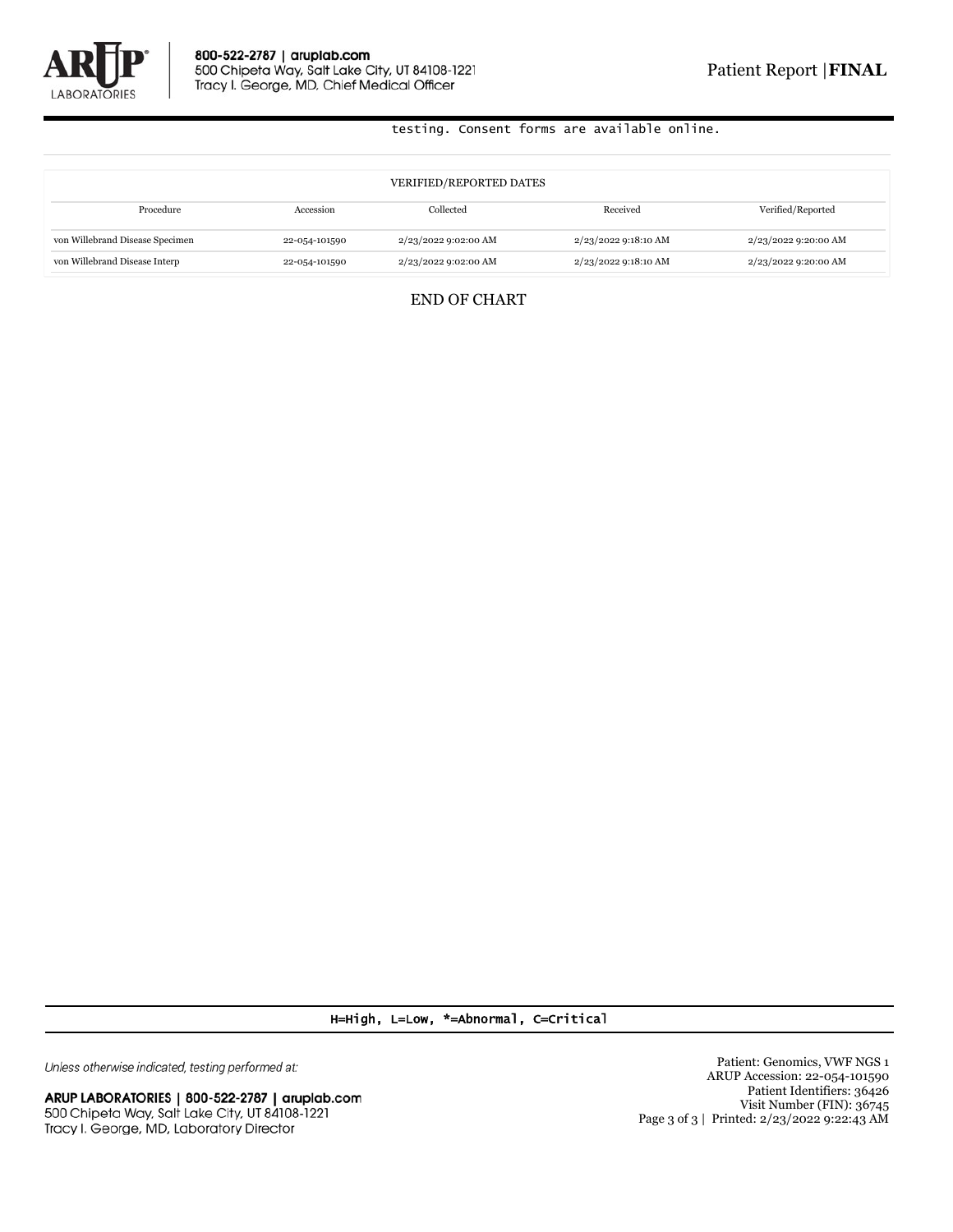testing. Consent forms are available online.

| VERIFIED/REPORTED DATES | | | | |
|---|---|---|---|---|
| Procedure | Accession | Collected | Received | Verified/Reported |
| von Willebrand Disease Specimen | 22-054-101590 | 2/23/2022 9:02:00 AM | 2/23/2022 9:18:10 AM | 2/23/2022 9:20:00 AM |
| von Willebrand Disease Interp | 22-054-101590 | 2/23/2022 9:02:00 AM | 2/23/2022 9:18:10 AM | 2/23/2022 9:20:00 AM |

END OF CHART

H=High, L=Low, *=Abnormal, C=Critical